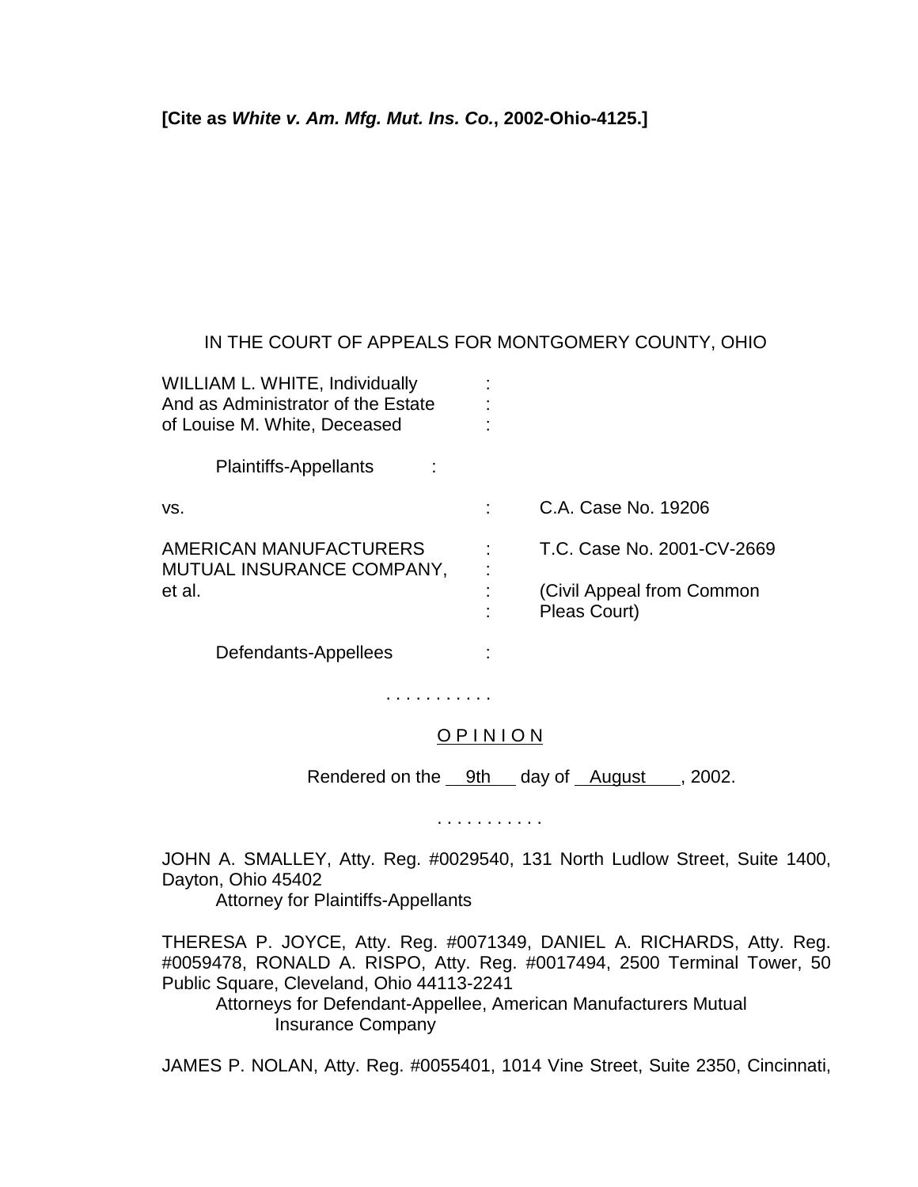**[Cite as *White v. Am. Mfg. Mut. Ins. Co.*, 2002-Ohio-4125.]**

IN THE COURT OF APPEALS FOR MONTGOMERY COUNTY, OHIO

WILLIAM L. WHITE, Individually :
And as Administrator of the Estate :
of Louise M. White, Deceased :

Plaintiffs-Appellants :

vs. : C.A. Case No. 19206

AMERICAN MANUFACTURERS : T.C. Case No. 2001-CV-2669
MUTUAL INSURANCE COMPANY, :
et al. : (Civil Appeal from Common
: Pleas Court)

Defendants-Appellees :

. . . . . . . . . . .

## O P I N I O N

Rendered on the 9th day of August, 2002.

. . . . . . . . . . .

JOHN A. SMALLEY, Atty. Reg. #0029540, 131 North Ludlow Street, Suite 1400, Dayton, Ohio 45402
Attorney for Plaintiffs-Appellants

THERESA P. JOYCE, Atty. Reg. #0071349, DANIEL A. RICHARDS, Atty. Reg. #0059478, RONALD A. RISPO, Atty. Reg. #0017494, 2500 Terminal Tower, 50 Public Square, Cleveland, Ohio 44113-2241
Attorneys for Defendant-Appellee, American Manufacturers Mutual Insurance Company

JAMES P. NOLAN, Atty. Reg. #0055401, 1014 Vine Street, Suite 2350, Cincinnati,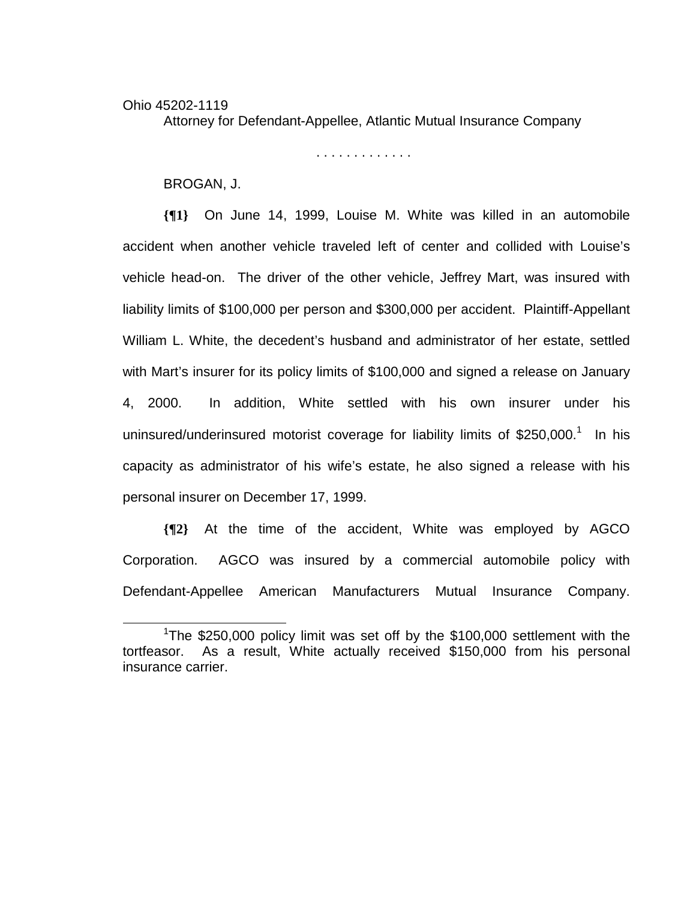Ohio 45202-1119

Attorney for Defendant-Appellee, Atlantic Mutual Insurance Company

. . . . . . . . . . . . .

BROGAN, J.

**{¶1}** On June 14, 1999, Louise M. White was killed in an automobile accident when another vehicle traveled left of center and collided with Louise's vehicle head-on. The driver of the other vehicle, Jeffrey Mart, was insured with liability limits of $100,000 per person and $300,000 per accident. Plaintiff-Appellant William L. White, the decedent's husband and administrator of her estate, settled with Mart's insurer for its policy limits of $100,000 and signed a release on January 4, 2000. In addition, White settled with his own insurer under his uninsured/underinsured motorist coverage for liability limits of $250,000.[1] In his capacity as administrator of his wife's estate, he also signed a release with his personal insurer on December 17, 1999.

**{¶2}** At the time of the accident, White was employed by AGCO Corporation. AGCO was insured by a commercial automobile policy with Defendant-Appellee American Manufacturers Mutual Insurance Company.

[1] The $250,000 policy limit was set off by the $100,000 settlement with the tortfeasor. As a result, White actually received $150,000 from his personal insurance carrier.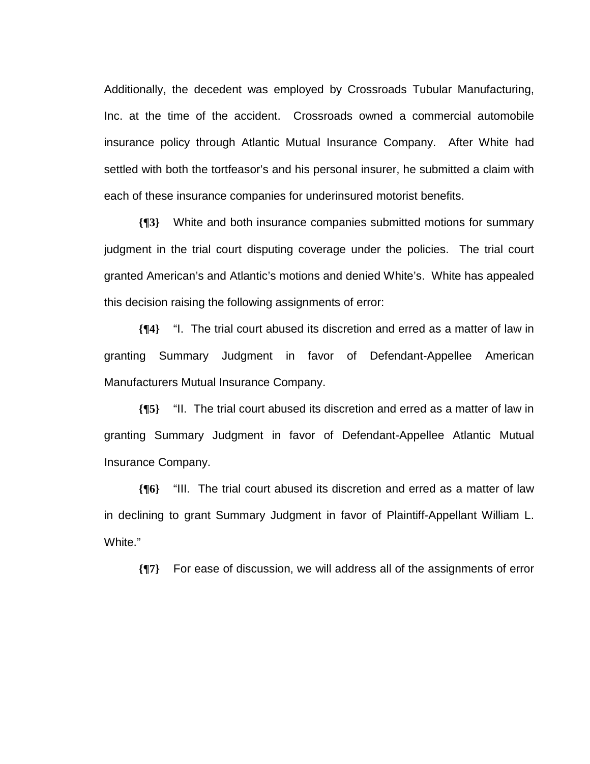Additionally, the decedent was employed by Crossroads Tubular Manufacturing, Inc. at the time of the accident. Crossroads owned a commercial automobile insurance policy through Atlantic Mutual Insurance Company. After White had settled with both the tortfeasor's and his personal insurer, he submitted a claim with each of these insurance companies for underinsured motorist benefits.

**{¶3}** White and both insurance companies submitted motions for summary judgment in the trial court disputing coverage under the policies. The trial court granted American's and Atlantic's motions and denied White's. White has appealed this decision raising the following assignments of error:

**{¶4}** "I. The trial court abused its discretion and erred as a matter of law in granting Summary Judgment in favor of Defendant-Appellee American Manufacturers Mutual Insurance Company.

**{¶5}** "II. The trial court abused its discretion and erred as a matter of law in granting Summary Judgment in favor of Defendant-Appellee Atlantic Mutual Insurance Company.

**{¶6}** "III. The trial court abused its discretion and erred as a matter of law in declining to grant Summary Judgment in favor of Plaintiff-Appellant William L. White."

**{¶7}** For ease of discussion, we will address all of the assignments of error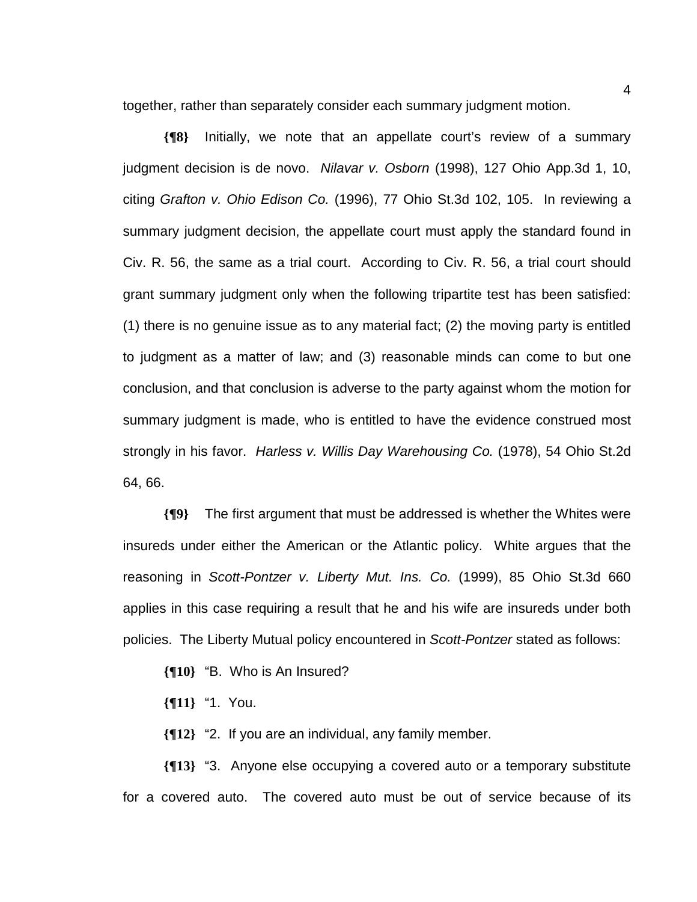together, rather than separately consider each summary judgment motion.

**{¶8}** Initially, we note that an appellate court's review of a summary judgment decision is de novo. *Nilavar v. Osborn* (1998), 127 Ohio App.3d 1, 10, citing *Grafton v. Ohio Edison Co.* (1996), 77 Ohio St.3d 102, 105. In reviewing a summary judgment decision, the appellate court must apply the standard found in Civ. R. 56, the same as a trial court. According to Civ. R. 56, a trial court should grant summary judgment only when the following tripartite test has been satisfied: (1) there is no genuine issue as to any material fact; (2) the moving party is entitled to judgment as a matter of law; and (3) reasonable minds can come to but one conclusion, and that conclusion is adverse to the party against whom the motion for summary judgment is made, who is entitled to have the evidence construed most strongly in his favor. *Harless v. Willis Day Warehousing Co.* (1978), 54 Ohio St.2d 64, 66.

**{¶9}** The first argument that must be addressed is whether the Whites were insureds under either the American or the Atlantic policy. White argues that the reasoning in *Scott-Pontzer v. Liberty Mut. Ins. Co.* (1999), 85 Ohio St.3d 660 applies in this case requiring a result that he and his wife are insureds under both policies. The Liberty Mutual policy encountered in *Scott-Pontzer* stated as follows:

**{¶10}** "B. Who is An Insured?

**{¶11}** "1. You.

**{¶12}** "2. If you are an individual, any family member.

**{¶13}** "3. Anyone else occupying a covered auto or a temporary substitute for a covered auto. The covered auto must be out of service because of its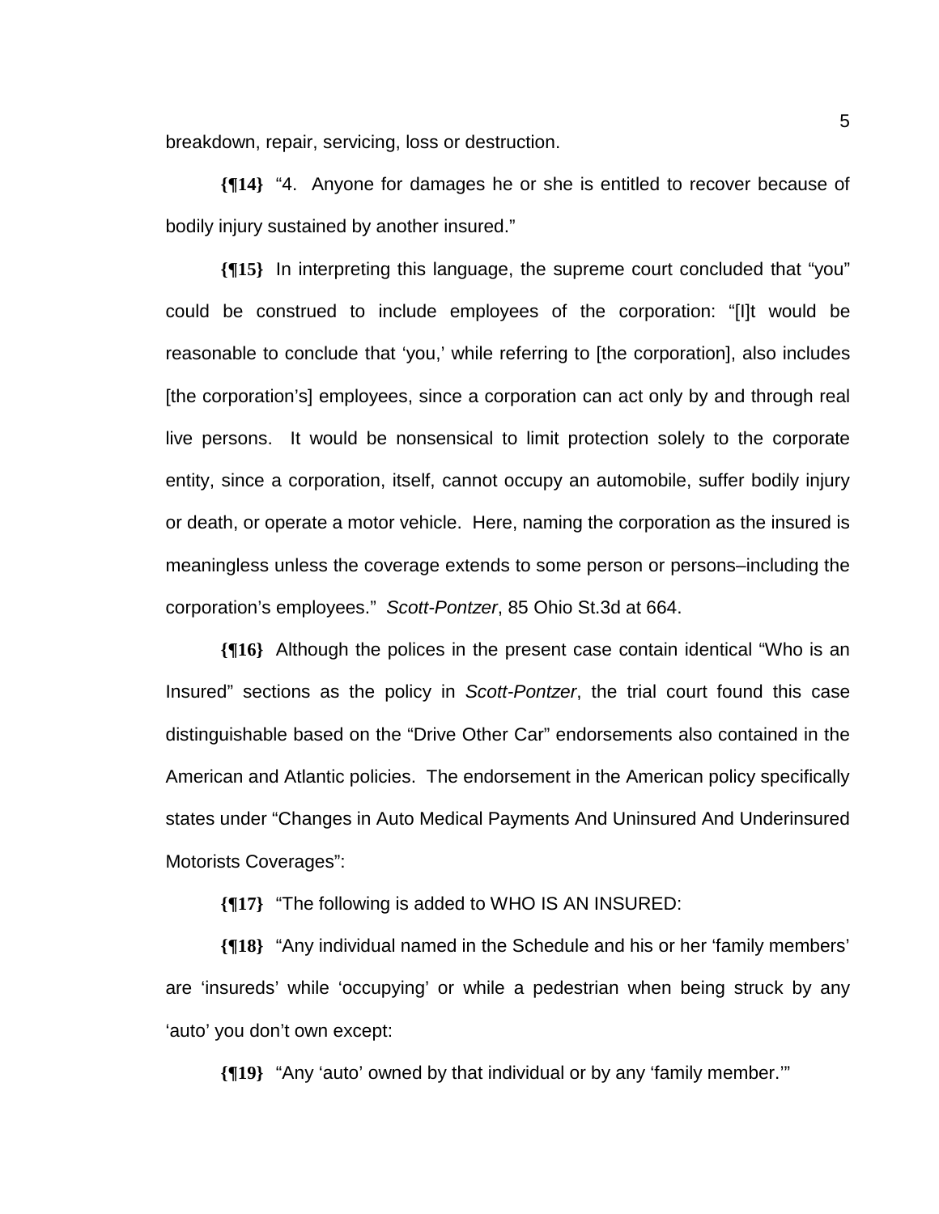breakdown, repair, servicing, loss or destruction.

**{¶14}** "4. Anyone for damages he or she is entitled to recover because of bodily injury sustained by another insured."

**{¶15}** In interpreting this language, the supreme court concluded that "you" could be construed to include employees of the corporation: "[I]t would be reasonable to conclude that 'you,' while referring to [the corporation], also includes [the corporation's] employees, since a corporation can act only by and through real live persons. It would be nonsensical to limit protection solely to the corporate entity, since a corporation, itself, cannot occupy an automobile, suffer bodily injury or death, or operate a motor vehicle. Here, naming the corporation as the insured is meaningless unless the coverage extends to some person or persons–including the corporation's employees." *Scott-Pontzer*, 85 Ohio St.3d at 664.

**{¶16}** Although the polices in the present case contain identical "Who is an Insured" sections as the policy in *Scott-Pontzer*, the trial court found this case distinguishable based on the "Drive Other Car" endorsements also contained in the American and Atlantic policies. The endorsement in the American policy specifically states under "Changes in Auto Medical Payments And Uninsured And Underinsured Motorists Coverages":

**{¶17}** "The following is added to WHO IS AN INSURED:

**{¶18}** "Any individual named in the Schedule and his or her 'family members' are 'insureds' while 'occupying' or while a pedestrian when being struck by any 'auto' you don't own except:

**{¶19}** "Any 'auto' owned by that individual or by any 'family member.'"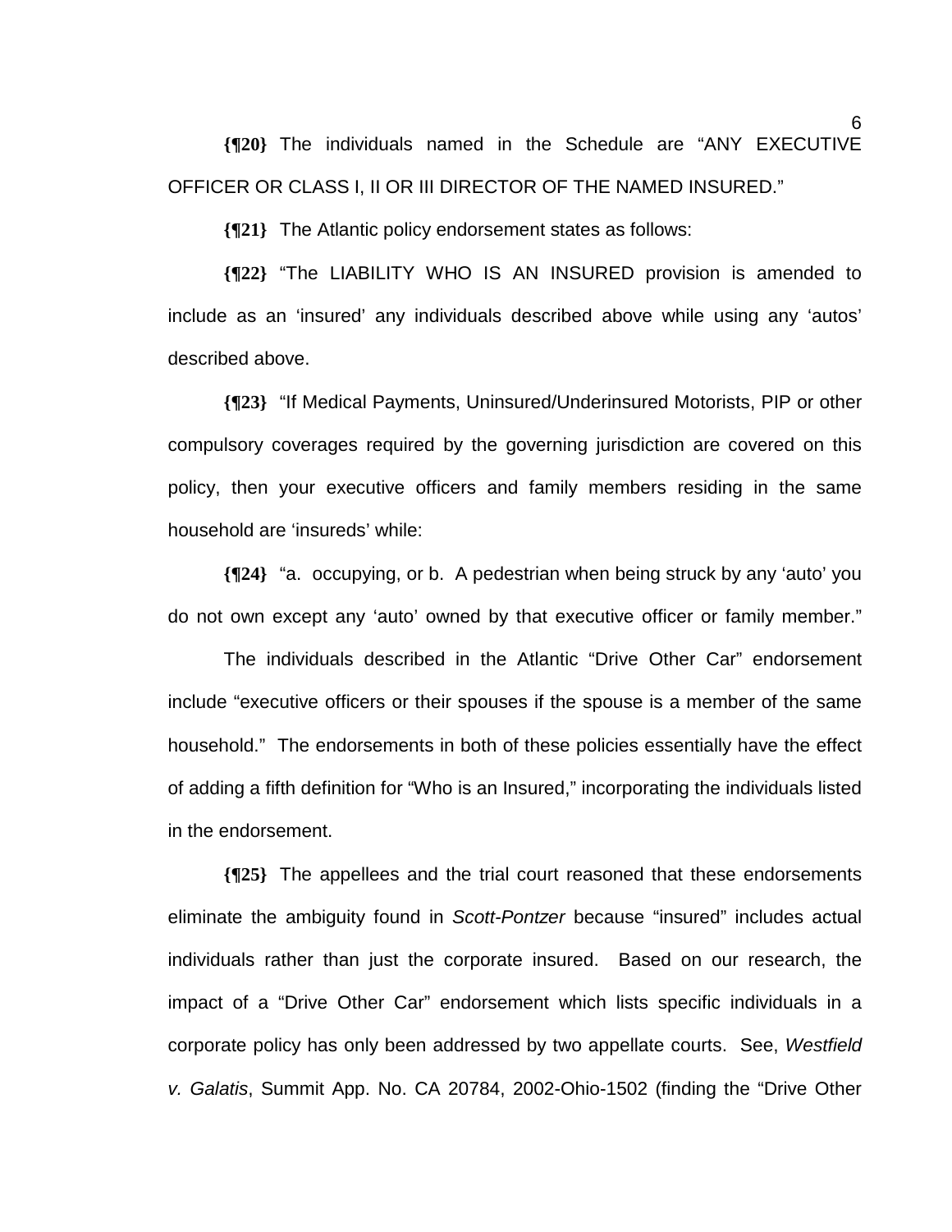**{¶20}** The individuals named in the Schedule are "ANY EXECUTIVE OFFICER OR CLASS I, II OR III DIRECTOR OF THE NAMED INSURED."

**{¶21}** The Atlantic policy endorsement states as follows:

**{¶22}** "The LIABILITY WHO IS AN INSURED provision is amended to include as an 'insured' any individuals described above while using any 'autos' described above.

**{¶23}** "If Medical Payments, Uninsured/Underinsured Motorists, PIP or other compulsory coverages required by the governing jurisdiction are covered on this policy, then your executive officers and family members residing in the same household are 'insureds' while:

**{¶24}** "a. occupying, or b. A pedestrian when being struck by any 'auto' you do not own except any 'auto' owned by that executive officer or family member."

The individuals described in the Atlantic "Drive Other Car" endorsement include "executive officers or their spouses if the spouse is a member of the same household." The endorsements in both of these policies essentially have the effect of adding a fifth definition for "Who is an Insured," incorporating the individuals listed in the endorsement.

**{¶25}** The appellees and the trial court reasoned that these endorsements eliminate the ambiguity found in *Scott-Pontzer* because "insured" includes actual individuals rather than just the corporate insured. Based on our research, the impact of a "Drive Other Car" endorsement which lists specific individuals in a corporate policy has only been addressed by two appellate courts. See, *Westfield v. Galatis*, Summit App. No. CA 20784, 2002-Ohio-1502 (finding the "Drive Other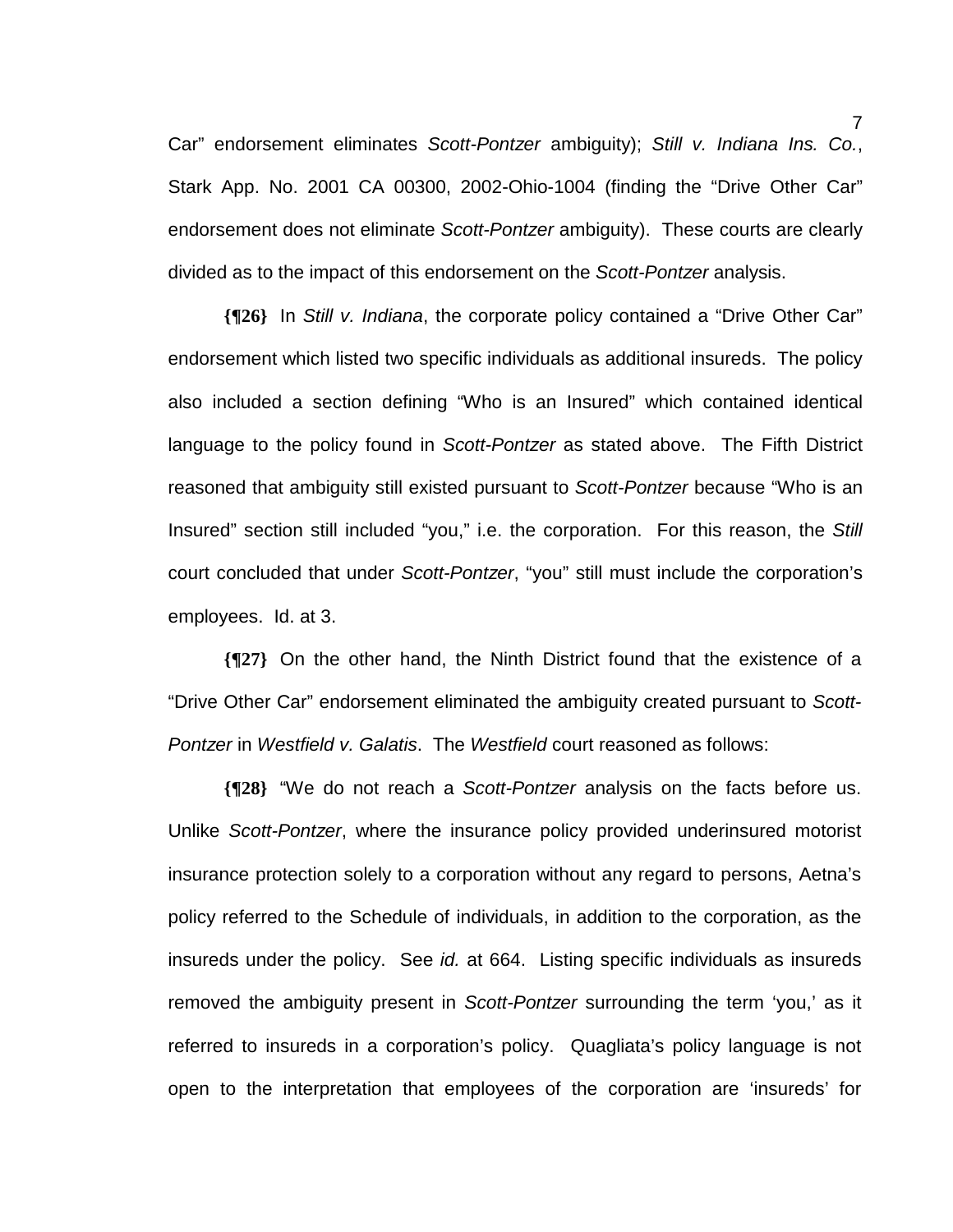Car" endorsement eliminates *Scott-Pontzer* ambiguity); *Still v. Indiana Ins. Co.*, Stark App. No. 2001 CA 00300, 2002-Ohio-1004 (finding the "Drive Other Car" endorsement does not eliminate *Scott-Pontzer* ambiguity). These courts are clearly divided as to the impact of this endorsement on the *Scott-Pontzer* analysis.

**{¶26}** In *Still v. Indiana*, the corporate policy contained a "Drive Other Car" endorsement which listed two specific individuals as additional insureds. The policy also included a section defining "Who is an Insured" which contained identical language to the policy found in *Scott-Pontzer* as stated above. The Fifth District reasoned that ambiguity still existed pursuant to *Scott-Pontzer* because "Who is an Insured" section still included "you," i.e. the corporation. For this reason, the *Still* court concluded that under *Scott-Pontzer*, "you" still must include the corporation's employees. Id. at 3.

**{¶27}** On the other hand, the Ninth District found that the existence of a "Drive Other Car" endorsement eliminated the ambiguity created pursuant to *Scott-Pontzer* in *Westfield v. Galatis*. The *Westfield* court reasoned as follows:

**{¶28}** "We do not reach a *Scott-Pontzer* analysis on the facts before us. Unlike *Scott-Pontzer*, where the insurance policy provided underinsured motorist insurance protection solely to a corporation without any regard to persons, Aetna's policy referred to the Schedule of individuals, in addition to the corporation, as the insureds under the policy. See *id.* at 664. Listing specific individuals as insureds removed the ambiguity present in *Scott-Pontzer* surrounding the term 'you,' as it referred to insureds in a corporation's policy. Quagliata's policy language is not open to the interpretation that employees of the corporation are 'insureds' for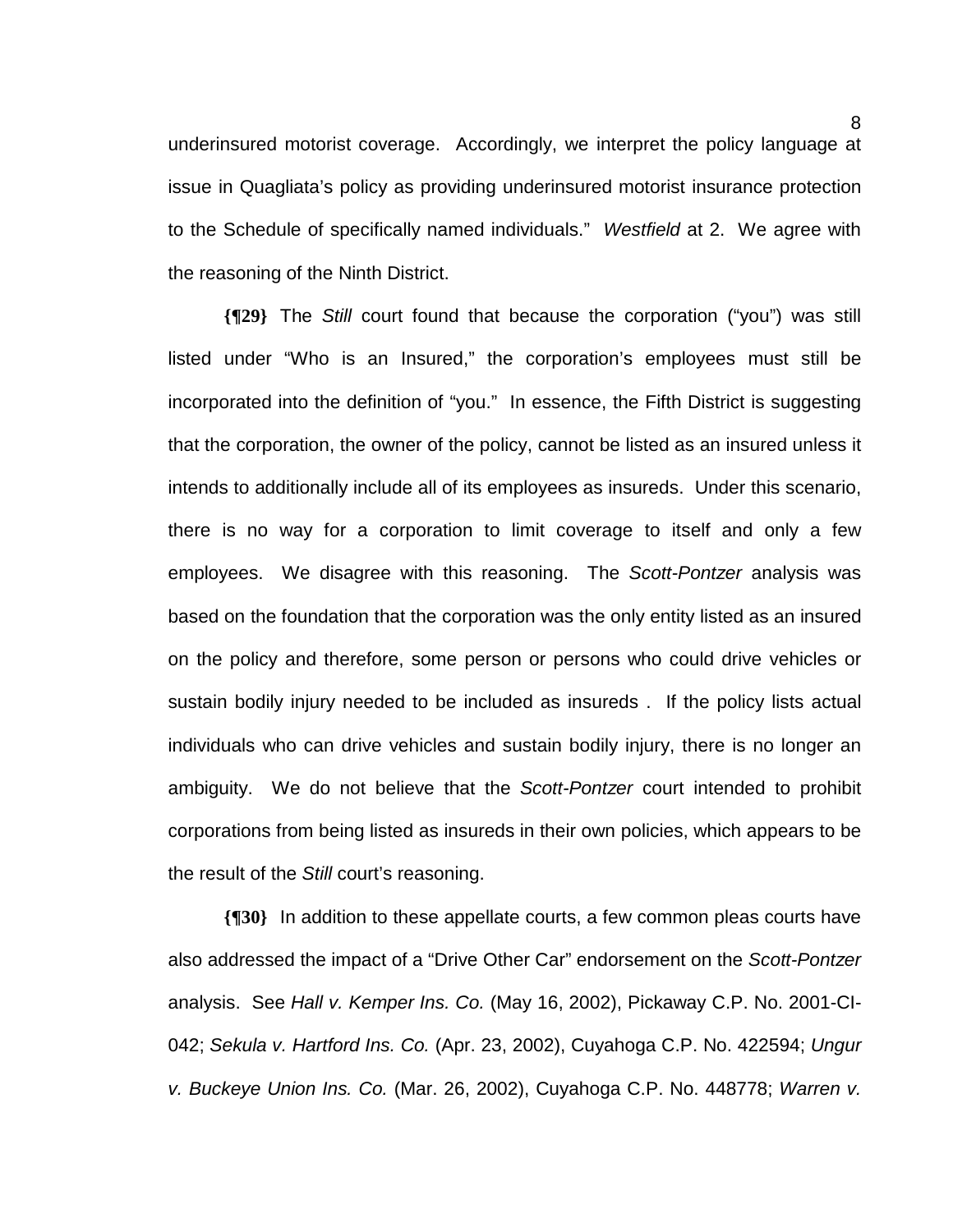underinsured motorist coverage. Accordingly, we interpret the policy language at issue in Quagliata's policy as providing underinsured motorist insurance protection to the Schedule of specifically named individuals." *Westfield* at 2. We agree with the reasoning of the Ninth District.

**{¶29}** The *Still* court found that because the corporation ("you") was still listed under "Who is an Insured," the corporation's employees must still be incorporated into the definition of "you." In essence, the Fifth District is suggesting that the corporation, the owner of the policy, cannot be listed as an insured unless it intends to additionally include all of its employees as insureds. Under this scenario, there is no way for a corporation to limit coverage to itself and only a few employees. We disagree with this reasoning. The *Scott-Pontzer* analysis was based on the foundation that the corporation was the only entity listed as an insured on the policy and therefore, some person or persons who could drive vehicles or sustain bodily injury needed to be included as insureds . If the policy lists actual individuals who can drive vehicles and sustain bodily injury, there is no longer an ambiguity. We do not believe that the *Scott-Pontzer* court intended to prohibit corporations from being listed as insureds in their own policies, which appears to be the result of the *Still* court's reasoning.

**{¶30}** In addition to these appellate courts, a few common pleas courts have also addressed the impact of a "Drive Other Car" endorsement on the *Scott-Pontzer* analysis. See *Hall v. Kemper Ins. Co.* (May 16, 2002), Pickaway C.P. No. 2001-CI-042; *Sekula v. Hartford Ins. Co.* (Apr. 23, 2002), Cuyahoga C.P. No. 422594; *Ungur v. Buckeye Union Ins. Co.* (Mar. 26, 2002), Cuyahoga C.P. No. 448778; *Warren v.*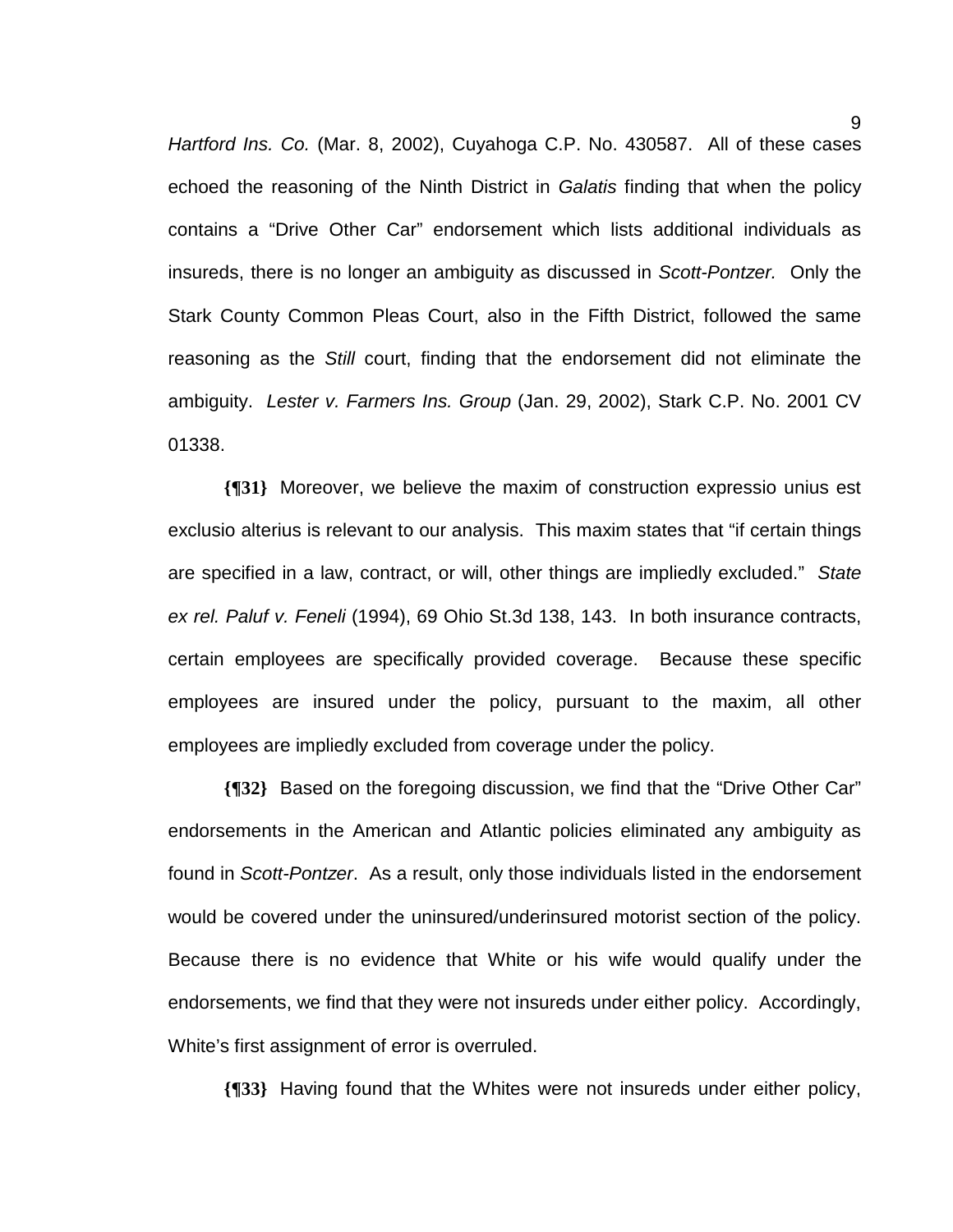*Hartford Ins. Co.* (Mar. 8, 2002), Cuyahoga C.P. No. 430587. All of these cases echoed the reasoning of the Ninth District in *Galatis* finding that when the policy contains a "Drive Other Car" endorsement which lists additional individuals as insureds, there is no longer an ambiguity as discussed in *Scott-Pontzer.* Only the Stark County Common Pleas Court, also in the Fifth District, followed the same reasoning as the *Still* court, finding that the endorsement did not eliminate the ambiguity. *Lester v. Farmers Ins. Group* (Jan. 29, 2002), Stark C.P. No. 2001 CV 01338.

**{¶31}** Moreover, we believe the maxim of construction expressio unius est exclusio alterius is relevant to our analysis. This maxim states that "if certain things are specified in a law, contract, or will, other things are impliedly excluded." *State ex rel. Paluf v. Feneli* (1994), 69 Ohio St.3d 138, 143. In both insurance contracts, certain employees are specifically provided coverage. Because these specific employees are insured under the policy, pursuant to the maxim, all other employees are impliedly excluded from coverage under the policy.

**{¶32}** Based on the foregoing discussion, we find that the "Drive Other Car" endorsements in the American and Atlantic policies eliminated any ambiguity as found in *Scott-Pontzer*. As a result, only those individuals listed in the endorsement would be covered under the uninsured/underinsured motorist section of the policy. Because there is no evidence that White or his wife would qualify under the endorsements, we find that they were not insureds under either policy. Accordingly, White's first assignment of error is overruled.

**{¶33}** Having found that the Whites were not insureds under either policy,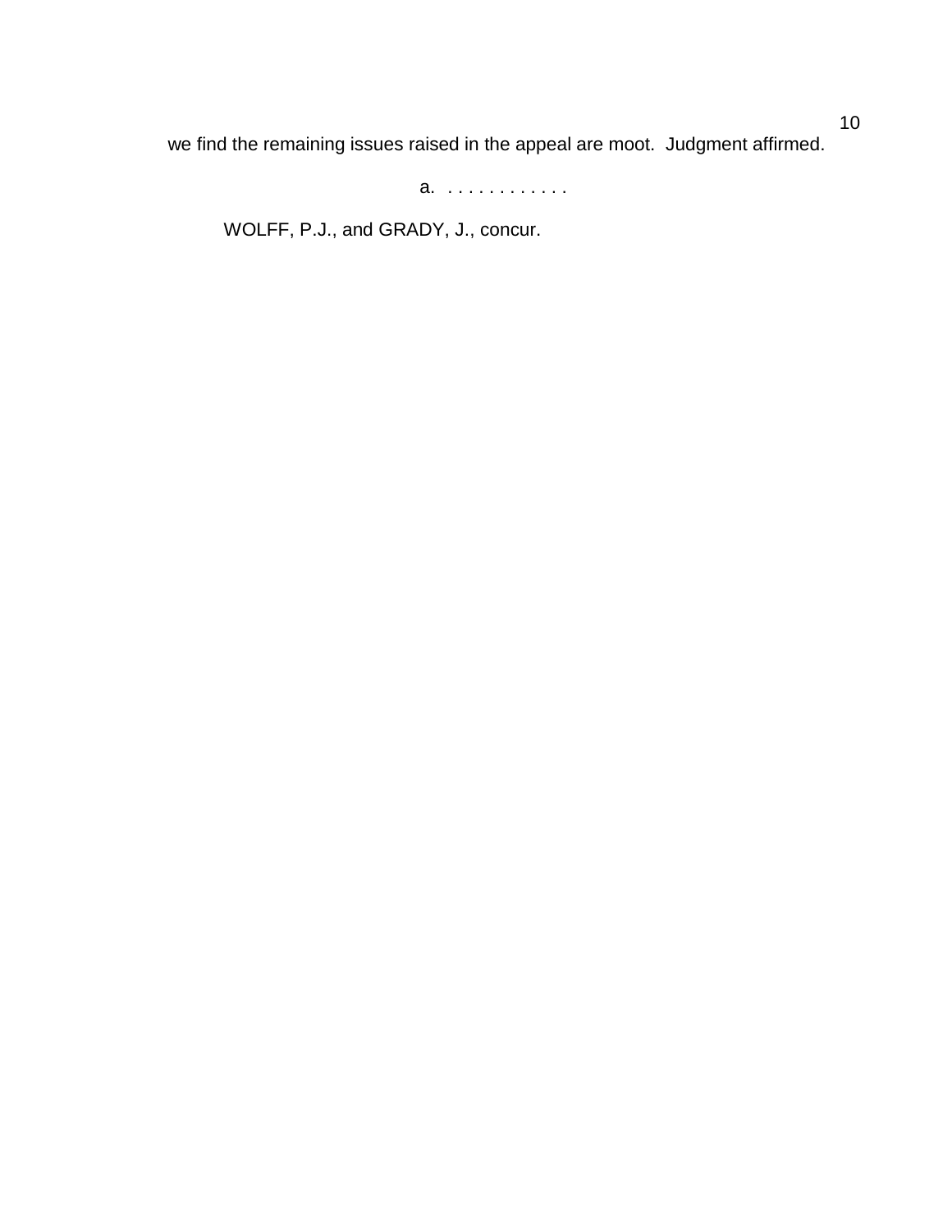we find the remaining issues raised in the appeal are moot. Judgment affirmed.

a. . . . . . . . . . . . .

WOLFF, P.J., and GRADY, J., concur.